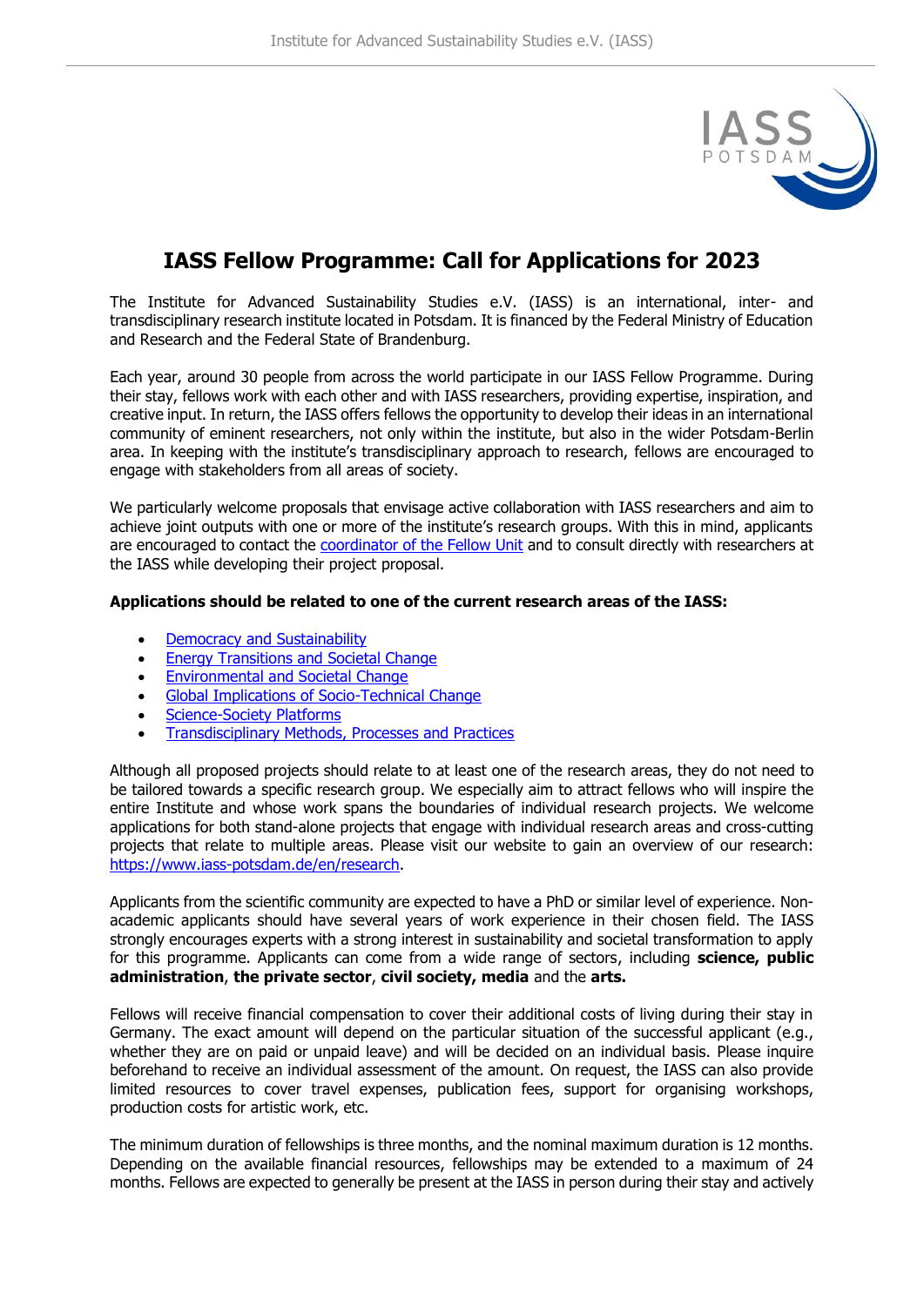# IASS Fellow Programme: Call for Applications for 2023

The Institute for Advanced Sustainability Studies e.V. (IASS) is an international, inter- and transdisciplinary research institute located in Potsdam. It is financed by the Federal Ministry of Education and Research and the Federal State of Brandenburg.

Each year, around 30 people from across the world participate in our IASS Fellow Programme. During their stay, fellows work with each other and with IASS researchers, providing expertise, inspiration, and creative input. In return, the IASS offers fellows the opportunity to develop their ideas in an international community of eminent researchers, not only within the institute, but also in the wider Potsdam-Berlin area. In keeping with the institute's transdisciplinary approach to research, fellows are encouraged to engage with stakeholders from all areas of society.

We particularly welcome proposals that envisage active collaboration with IASS researchers and aim to achieve joint outputs with one or more of the institute's research groups. With this in mind, applicants are encouraged to contact the coordinator of the Fellow Unit and to consult directly with researchers at the IASS while developing their project proposal.

**Applications should be related to one of the current research areas of the IASS:**

- Democracy and Sustainability
- Energy Transitions and Societal Change
- Environmental and Societal Change
- Global Implications of Socio-Technical Change
- Science-Society Platforms
- Transdisciplinary Methods, Processes and Practices

Although all proposed projects should relate to at least one of the research areas, they do not need to be tailored towards a specific research group. We especially aim to attract fellows who will inspire the entire Institute and whose work spans the boundaries of individual research projects. We welcome applications for both stand-alone projects that engage with individual research areas and cross-cutting projects that relate to multiple areas. Please visit our website to gain an overview of our research: https://www.iass-potsdam.de/en/research.

Applicants from the scientific community are expected to have a PhD or similar level of experience. Non-academic applicants should have several years of work experience in their chosen field. The IASS strongly encourages experts with a strong interest in sustainability and societal transformation to apply for this programme. Applicants can come from a wide range of sectors, including **science, public administration**, **the private sector**, **civil society, media** and the **arts.**

Fellows will receive financial compensation to cover their additional costs of living during their stay in Germany. The exact amount will depend on the particular situation of the successful applicant (e.g., whether they are on paid or unpaid leave) and will be decided on an individual basis. Please inquire beforehand to receive an individual assessment of the amount. On request, the IASS can also provide limited resources to cover travel expenses, publication fees, support for organising workshops, production costs for artistic work, etc.

The minimum duration of fellowships is three months, and the nominal maximum duration is 12 months. Depending on the available financial resources, fellowships may be extended to a maximum of 24 months. Fellows are expected to generally be present at the IASS in person during their stay and actively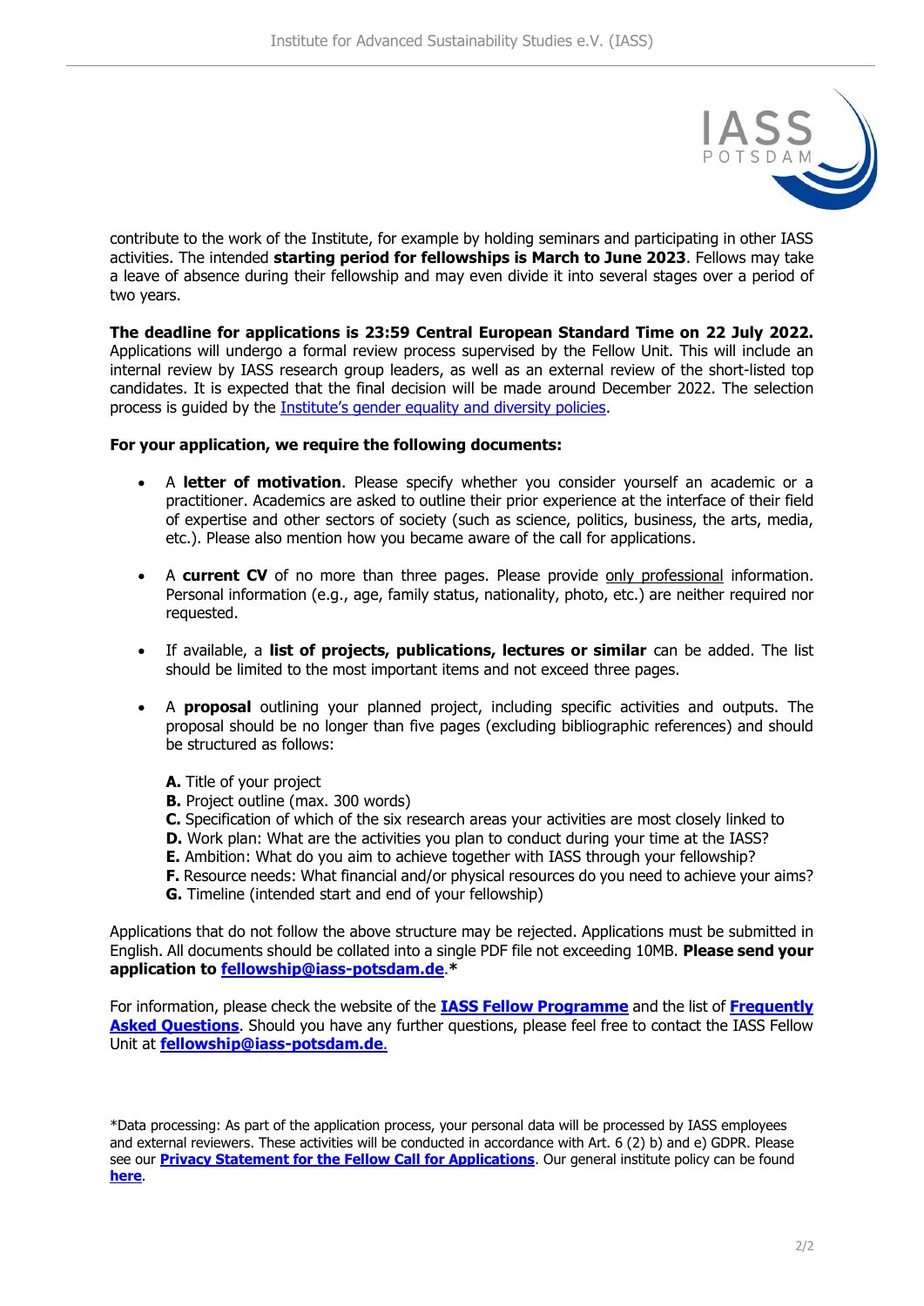contribute to the work of the Institute, for example by holding seminars and participating in other IASS activities. The intended **starting period for fellowships is March to June 2023**. Fellows may take a leave of absence during their fellowship and may even divide it into several stages over a period of two years.

**The deadline for applications is 23:59 Central European Standard Time on 22 July 2022.** Applications will undergo a formal review process supervised by the Fellow Unit. This will include an internal review by IASS research group leaders, as well as an external review of the short-listed top candidates. It is expected that the final decision will be made around December 2022. The selection process is guided by the Institute's gender equality and diversity policies.

**For your application, we require the following documents:**

- A **letter of motivation**. Please specify whether you consider yourself an academic or a practitioner. Academics are asked to outline their prior experience at the interface of their field of expertise and other sectors of society (such as science, politics, business, the arts, media, etc.). Please also mention how you became aware of the call for applications.

- A **current CV** of no more than three pages. Please provide only professional information. Personal information (e.g., age, family status, nationality, photo, etc.) are neither required nor requested.

- If available, a **list of projects, publications, lectures or similar** can be added. The list should be limited to the most important items and not exceed three pages.

- A **proposal** outlining your planned project, including specific activities and outputs. The proposal should be no longer than five pages (excluding bibliographic references) and should be structured as follows:

  **A.** Title of your project
  **B.** Project outline (max. 300 words)
  **C.** Specification of which of the six research areas your activities are most closely linked to
  **D.** Work plan: What are the activities you plan to conduct during your time at the IASS?
  **E.** Ambition: What do you aim to achieve together with IASS through your fellowship?
  **F.** Resource needs: What financial and/or physical resources do you need to achieve your aims?
  **G.** Timeline (intended start and end of your fellowship)

Applications that do not follow the above structure may be rejected. Applications must be submitted in English. All documents should be collated into a single PDF file not exceeding 10MB. **Please send your application to fellowship@iass-potsdam.de.***

For information, please check the website of the **IASS Fellow Programme** and the list of **Frequently Asked Questions**. Should you have any further questions, please feel free to contact the IASS Fellow Unit at **fellowship@iass-potsdam.de.**

*Data processing: As part of the application process, your personal data will be processed by IASS employees and external reviewers. These activities will be conducted in accordance with Art. 6 (2) b) and e) GDPR. Please see our **Privacy Statement for the Fellow Call for Applications**. Our general institute policy can be found **here**.